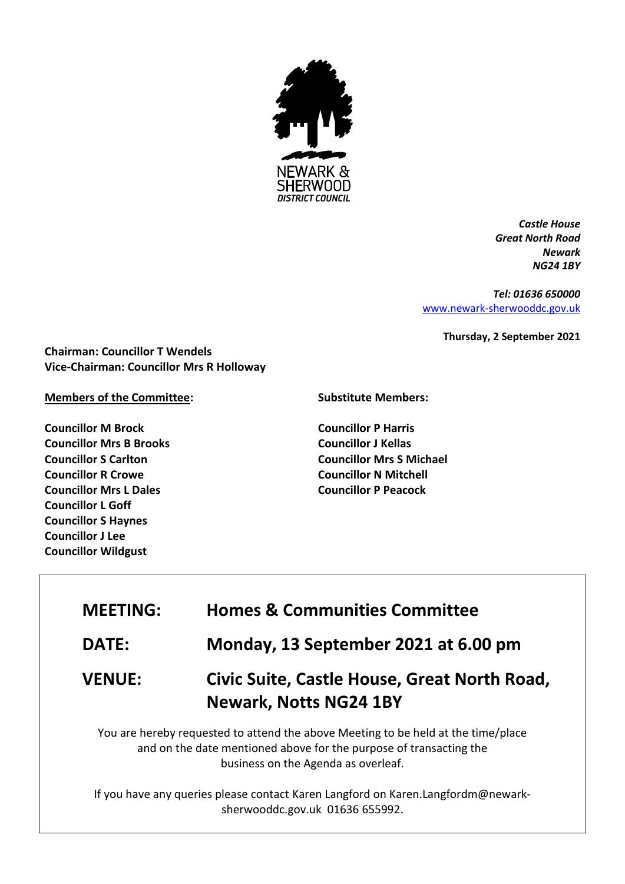NEWARK & SHERWOOD DISTRICT COUNCIL

*Castle House*
*Great North Road*
*Newark*
*NG24 1BY*

*Tel: 01636 650000*
www.newark-sherwooddc.gov.uk

**Thursday, 2 September 2021**

**Chairman: Councillor T Wendels**
**Vice-Chairman: Councillor Mrs R Holloway**

**Members of the Committee:**

**Councillor M Brock**
**Councillor Mrs B Brooks**
**Councillor S Carlton**
**Councillor R Crowe**
**Councillor Mrs L Dales**
**Councillor L Goff**
**Councillor S Haynes**
**Councillor J Lee**
**Councillor Wildgust**

**Substitute Members:**

**Councillor P Harris**
**Councillor J Kellas**
**Councillor Mrs S Michael**
**Councillor N Mitchell**
**Councillor P Peacock**

| | |
|---|---|
| **MEETING:** | **Homes & Communities Committee** |
| **DATE:** | **Monday, 13 September 2021 at 6.00 pm** |
| **VENUE:** | **Civic Suite, Castle House, Great North Road, Newark, Notts NG24 1BY** |

You are hereby requested to attend the above Meeting to be held at the time/place and on the date mentioned above for the purpose of transacting the business on the Agenda as overleaf.

If you have any queries please contact Karen Langford on Karen.Langfordm@newark-sherwooddc.gov.uk 01636 655992.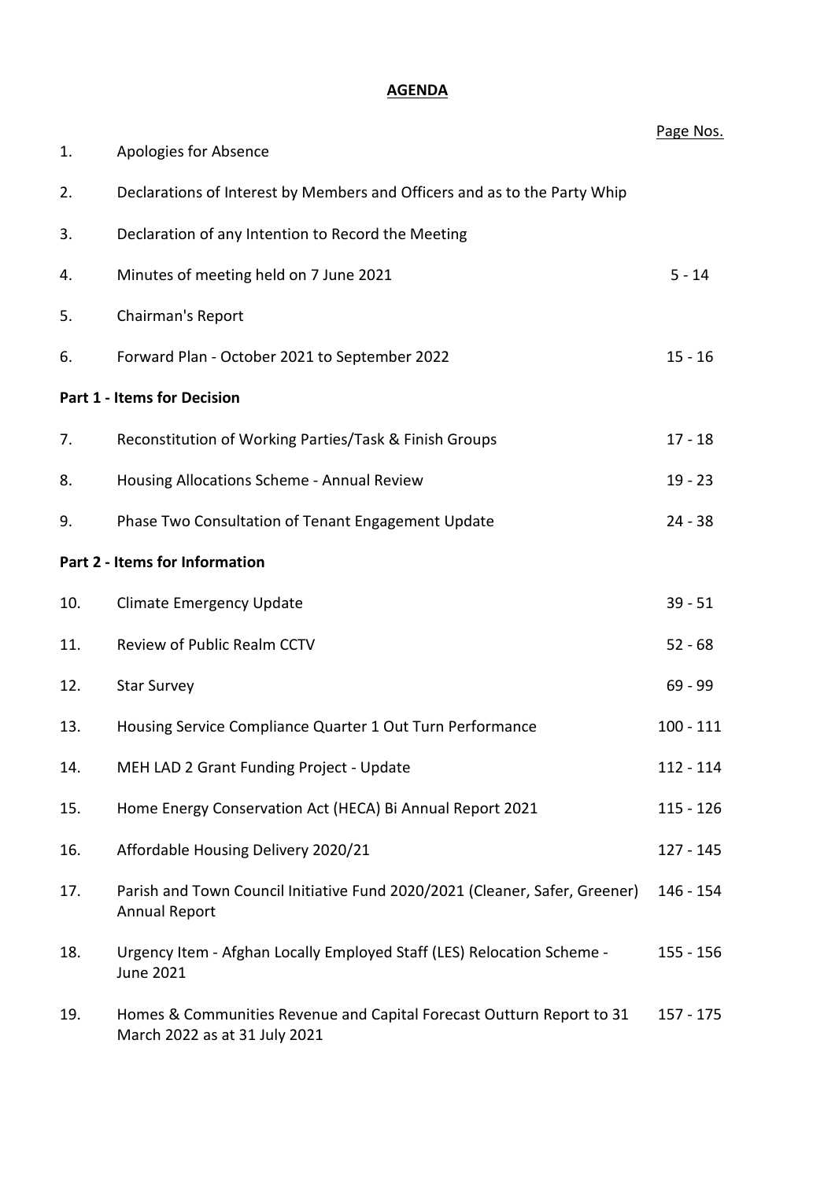# AGENDA

| | | Page Nos. |
|---|---|---|
| 1. | Apologies for Absence | |
| 2. | Declarations of Interest by Members and Officers and as to the Party Whip | |
| 3. | Declaration of any Intention to Record the Meeting | |
| 4. | Minutes of meeting held on 7 June 2021 | 5 - 14 |
| 5. | Chairman's Report | |
| 6. | Forward Plan - October 2021 to September 2022 | 15 - 16 |
| | **Part 1 - Items for Decision** | |
| 7. | Reconstitution of Working Parties/Task & Finish Groups | 17 - 18 |
| 8. | Housing Allocations Scheme - Annual Review | 19 - 23 |
| 9. | Phase Two Consultation of Tenant Engagement Update | 24 - 38 |
| | **Part 2 - Items for Information** | |
| 10. | Climate Emergency Update | 39 - 51 |
| 11. | Review of Public Realm CCTV | 52 - 68 |
| 12. | Star Survey | 69 - 99 |
| 13. | Housing Service Compliance Quarter 1 Out Turn Performance | 100 - 111 |
| 14. | MEH LAD 2 Grant Funding Project - Update | 112 - 114 |
| 15. | Home Energy Conservation Act (HECA) Bi Annual Report 2021 | 115 - 126 |
| 16. | Affordable Housing Delivery 2020/21 | 127 - 145 |
| 17. | Parish and Town Council Initiative Fund 2020/2021 (Cleaner, Safer, Greener) Annual Report | 146 - 154 |
| 18. | Urgency Item - Afghan Locally Employed Staff (LES) Relocation Scheme - June 2021 | 155 - 156 |
| 19. | Homes & Communities Revenue and Capital Forecast Outturn Report to 31 March 2022 as at 31 July 2021 | 157 - 175 |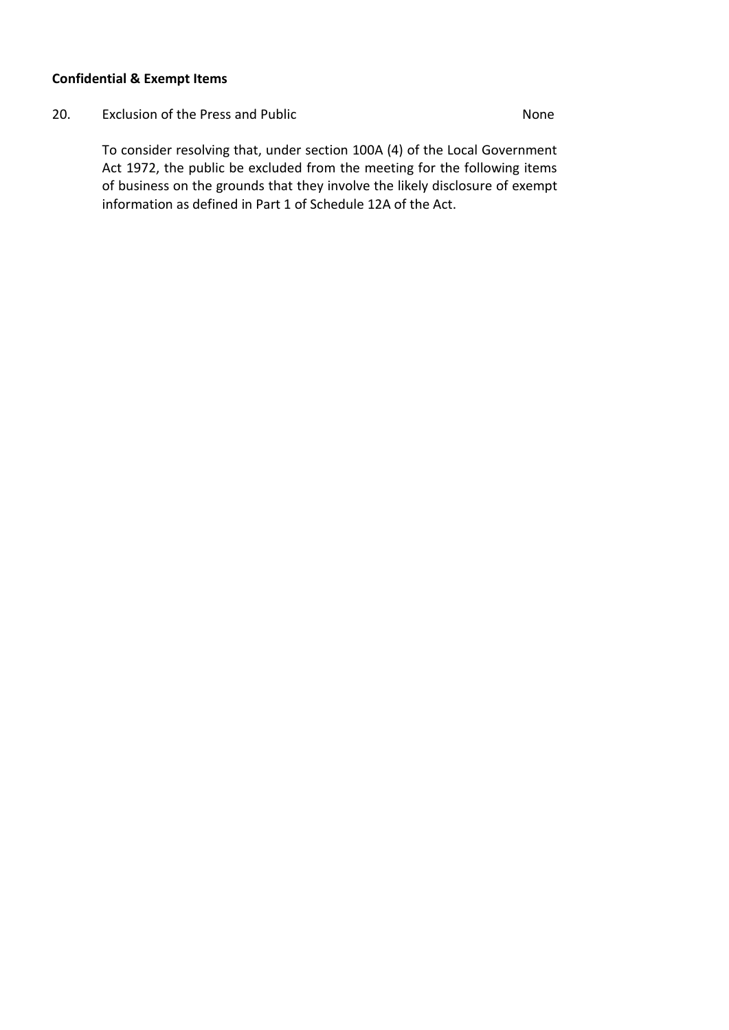**Confidential & Exempt Items**

20. Exclusion of the Press and Public None

To consider resolving that, under section 100A (4) of the Local Government Act 1972, the public be excluded from the meeting for the following items of business on the grounds that they involve the likely disclosure of exempt information as defined in Part 1 of Schedule 12A of the Act.